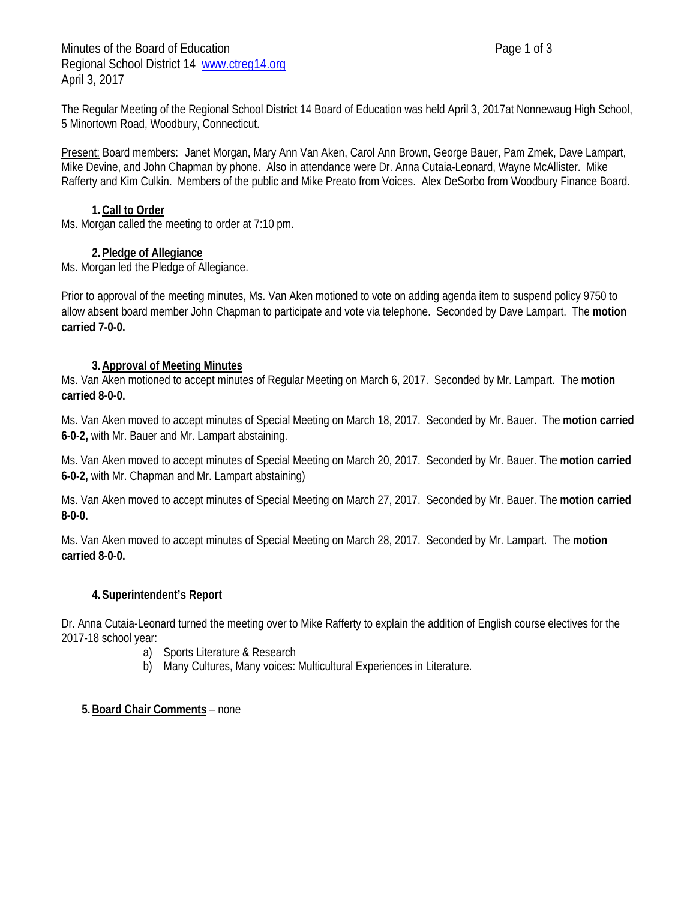Minutes of the Board of Education
Regional School District 14 www.ctreg14.org
April 3, 2017

The Regular Meeting of the Regional School District 14 Board of Education was held April 3, 2017at Nonnewaug High School, 5 Minortown Road, Woodbury, Connecticut.

Present: Board members: Janet Morgan, Mary Ann Van Aken, Carol Ann Brown, George Bauer, Pam Zmek, Dave Lampart, Mike Devine, and John Chapman by phone. Also in attendance were Dr. Anna Cutaia-Leonard, Wayne McAllister. Mike Rafferty and Kim Culkin. Members of the public and Mike Preato from Voices. Alex DeSorbo from Woodbury Finance Board.

## 1. Call to Order

Ms. Morgan called the meeting to order at 7:10 pm.

## 2. Pledge of Allegiance

Ms. Morgan led the Pledge of Allegiance.

Prior to approval of the meeting minutes, Ms. Van Aken motioned to vote on adding agenda item to suspend policy 9750 to allow absent board member John Chapman to participate and vote via telephone. Seconded by Dave Lampart. The **motion carried 7-0-0.**

## 3. Approval of Meeting Minutes

Ms. Van Aken motioned to accept minutes of Regular Meeting on March 6, 2017. Seconded by Mr. Lampart. The **motion carried 8-0-0.**

Ms. Van Aken moved to accept minutes of Special Meeting on March 18, 2017. Seconded by Mr. Bauer. The **motion carried 6-0-2,** with Mr. Bauer and Mr. Lampart abstaining.

Ms. Van Aken moved to accept minutes of Special Meeting on March 20, 2017. Seconded by Mr. Bauer. The **motion carried 6-0-2,** with Mr. Chapman and Mr. Lampart abstaining)

Ms. Van Aken moved to accept minutes of Special Meeting on March 27, 2017. Seconded by Mr. Bauer. The **motion carried 8-0-0.**

Ms. Van Aken moved to accept minutes of Special Meeting on March 28, 2017. Seconded by Mr. Lampart. The **motion carried 8-0-0.**

## 4. Superintendent's Report

Dr. Anna Cutaia-Leonard turned the meeting over to Mike Rafferty to explain the addition of English course electives for the 2017-18 school year:

a) Sports Literature & Research
b) Many Cultures, Many voices: Multicultural Experiences in Literature.

## 5. Board Chair Comments – none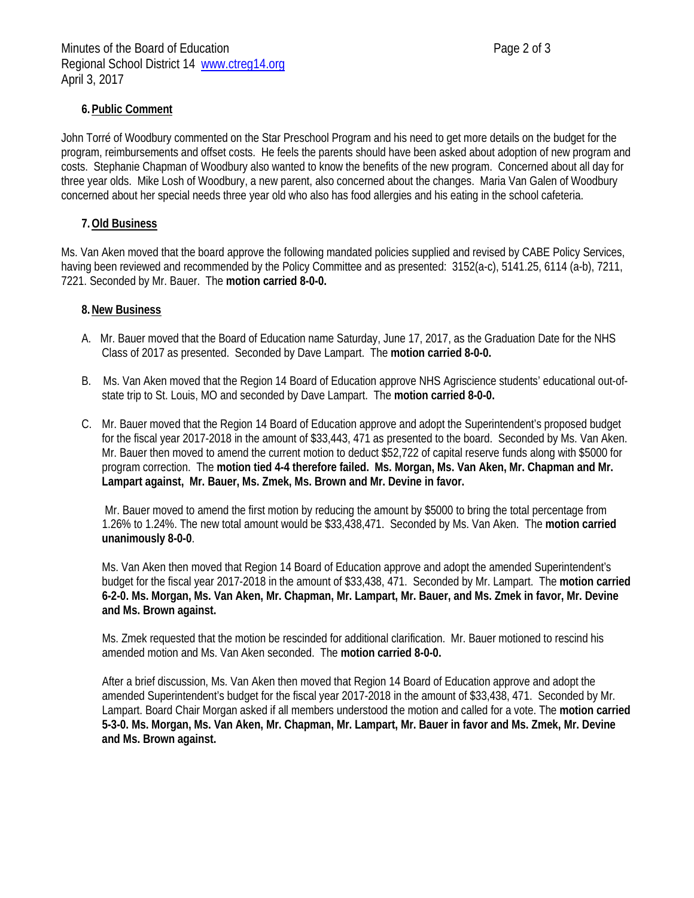## 6. Public Comment

John Torré of Woodbury commented on the Star Preschool Program and his need to get more details on the budget for the program, reimbursements and offset costs. He feels the parents should have been asked about adoption of new program and costs. Stephanie Chapman of Woodbury also wanted to know the benefits of the new program. Concerned about all day for three year olds. Mike Losh of Woodbury, a new parent, also concerned about the changes. Maria Van Galen of Woodbury concerned about her special needs three year old who also has food allergies and his eating in the school cafeteria.

## 7. Old Business

Ms. Van Aken moved that the board approve the following mandated policies supplied and revised by CABE Policy Services, having been reviewed and recommended by the Policy Committee and as presented: 3152(a-c), 5141.25, 6114 (a-b), 7211, 7221. Seconded by Mr. Bauer. The **motion carried 8-0-0.**

## 8. New Business

A. Mr. Bauer moved that the Board of Education name Saturday, June 17, 2017, as the Graduation Date for the NHS Class of 2017 as presented. Seconded by Dave Lampart. The **motion carried 8-0-0.**

B. Ms. Van Aken moved that the Region 14 Board of Education approve NHS Agriscience students' educational out-of-state trip to St. Louis, MO and seconded by Dave Lampart. The **motion carried 8-0-0.**

C. Mr. Bauer moved that the Region 14 Board of Education approve and adopt the Superintendent's proposed budget for the fiscal year 2017-2018 in the amount of $33,443, 471 as presented to the board. Seconded by Ms. Van Aken. Mr. Bauer then moved to amend the current motion to deduct $52,722 of capital reserve funds along with $5000 for program correction. The **motion tied 4-4 therefore failed. Ms. Morgan, Ms. Van Aken, Mr. Chapman and Mr. Lampart against, Mr. Bauer, Ms. Zmek, Ms. Brown and Mr. Devine in favor.**

Mr. Bauer moved to amend the first motion by reducing the amount by $5000 to bring the total percentage from 1.26% to 1.24%. The new total amount would be $33,438,471. Seconded by Ms. Van Aken. The **motion carried unanimously 8-0-0**.

Ms. Van Aken then moved that Region 14 Board of Education approve and adopt the amended Superintendent's budget for the fiscal year 2017-2018 in the amount of $33,438, 471. Seconded by Mr. Lampart. The **motion carried 6-2-0. Ms. Morgan, Ms. Van Aken, Mr. Chapman, Mr. Lampart, Mr. Bauer, and Ms. Zmek in favor, Mr. Devine and Ms. Brown against.**

Ms. Zmek requested that the motion be rescinded for additional clarification. Mr. Bauer motioned to rescind his amended motion and Ms. Van Aken seconded. The **motion carried 8-0-0.**

After a brief discussion, Ms. Van Aken then moved that Region 14 Board of Education approve and adopt the amended Superintendent's budget for the fiscal year 2017-2018 in the amount of $33,438, 471. Seconded by Mr. Lampart. Board Chair Morgan asked if all members understood the motion and called for a vote. The **motion carried 5-3-0. Ms. Morgan, Ms. Van Aken, Mr. Chapman, Mr. Lampart, Mr. Bauer in favor and Ms. Zmek, Mr. Devine and Ms. Brown against.**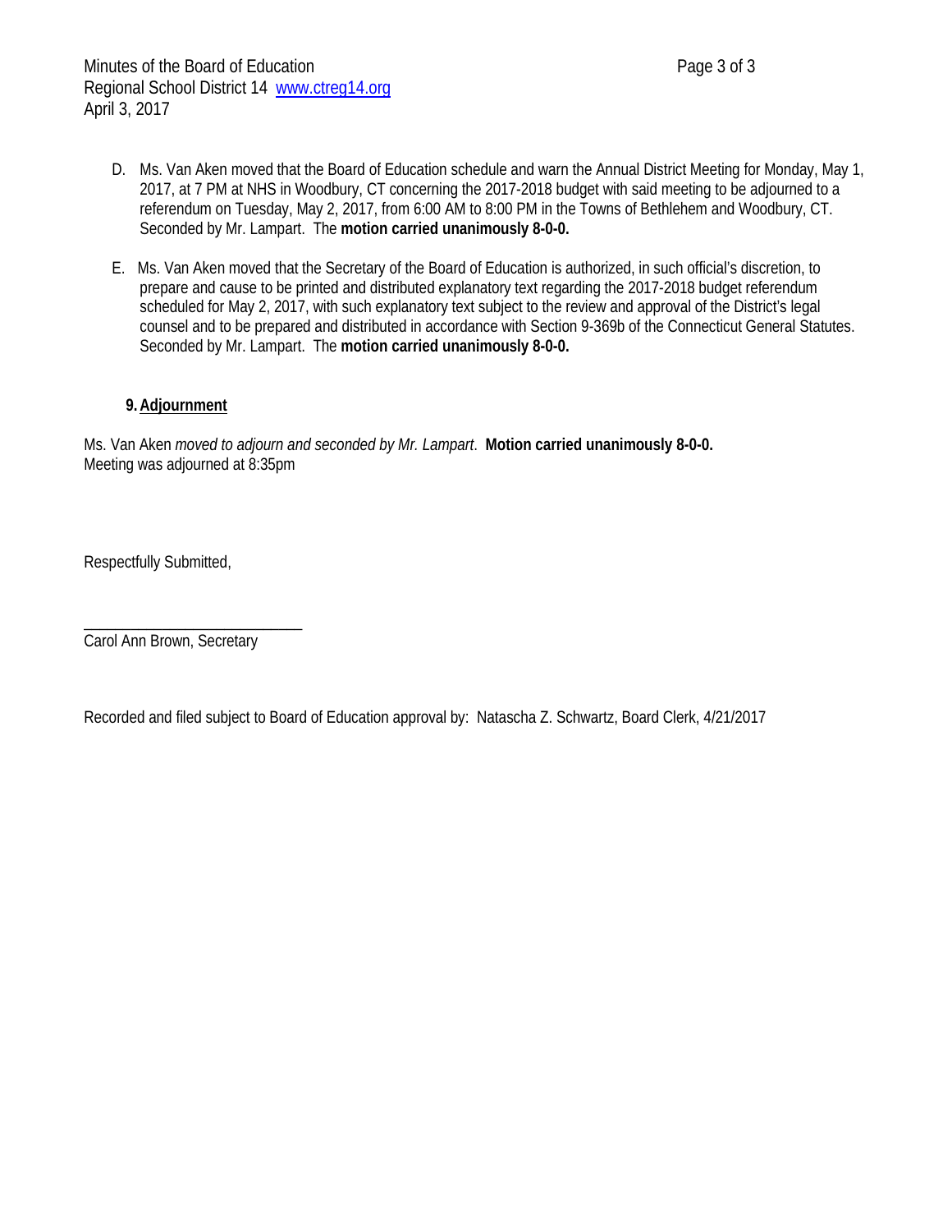D. Ms. Van Aken moved that the Board of Education schedule and warn the Annual District Meeting for Monday, May 1, 2017, at 7 PM at NHS in Woodbury, CT concerning the 2017-2018 budget with said meeting to be adjourned to a referendum on Tuesday, May 2, 2017, from 6:00 AM to 8:00 PM in the Towns of Bethlehem and Woodbury, CT. Seconded by Mr. Lampart. The **motion carried unanimously 8-0-0.**

E. Ms. Van Aken moved that the Secretary of the Board of Education is authorized, in such official's discretion, to prepare and cause to be printed and distributed explanatory text regarding the 2017-2018 budget referendum scheduled for May 2, 2017, with such explanatory text subject to the review and approval of the District's legal counsel and to be prepared and distributed in accordance with Section 9-369b of the Connecticut General Statutes. Seconded by Mr. Lampart. The **motion carried unanimously 8-0-0.**

**9. Adjournment**

Ms. Van Aken *moved to adjourn and seconded by Mr. Lampart*. **Motion carried unanimously 8-0-0.**
Meeting was adjourned at 8:35pm

Respectfully Submitted,

___________________________
Carol Ann Brown, Secretary

Recorded and filed subject to Board of Education approval by: Natascha Z. Schwartz, Board Clerk, 4/21/2017